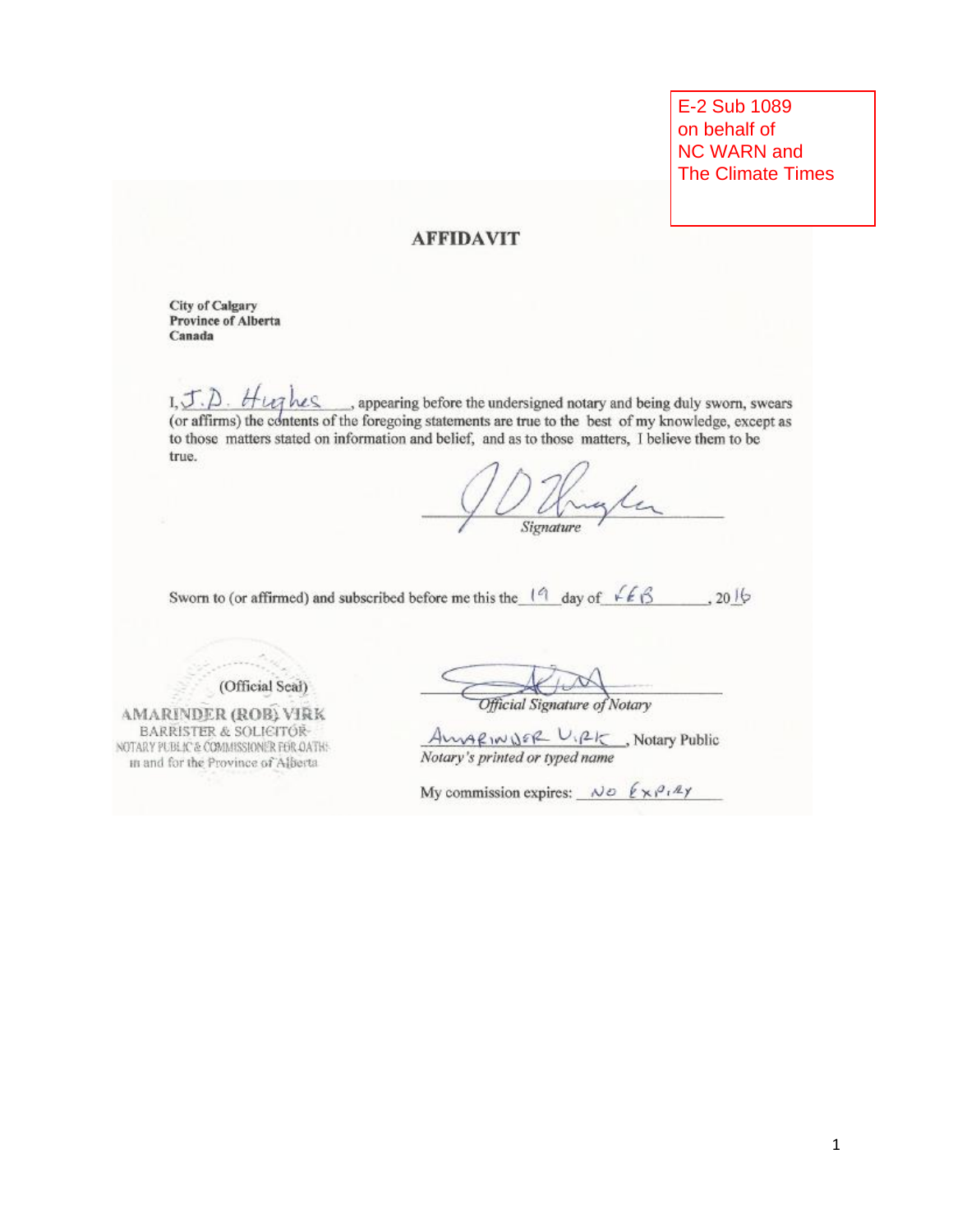E-2 Sub 1089
on behalf of
NC WARN and
The Climate Times

# AFFIDAVIT

**City of Calgary**
**Province of Alberta**
**Canada**

I, J.D. Hughes, appearing before the undersigned notary and being duly sworn, swears (or affirms) the contents of the foregoing statements are true to the best of my knowledge, except as to those matters stated on information and belief, and as to those matters, I believe them to be true.

_______________________
*Signature*

Sworn to (or affirmed) and subscribed before me this the 19 day of FEB, 2016

(Official Seal)

AMARINDER (ROB) VIRK
BARRISTER & SOLICITOR
NOTARY PUBLIC & COMMISSIONER FOR OATHS
in and for the Province of Alberta

_______________________
*Official Signature of Notary*

AMARINDER VIRK, Notary Public
*Notary's printed or typed name*

My commission expires: NO EXPIRY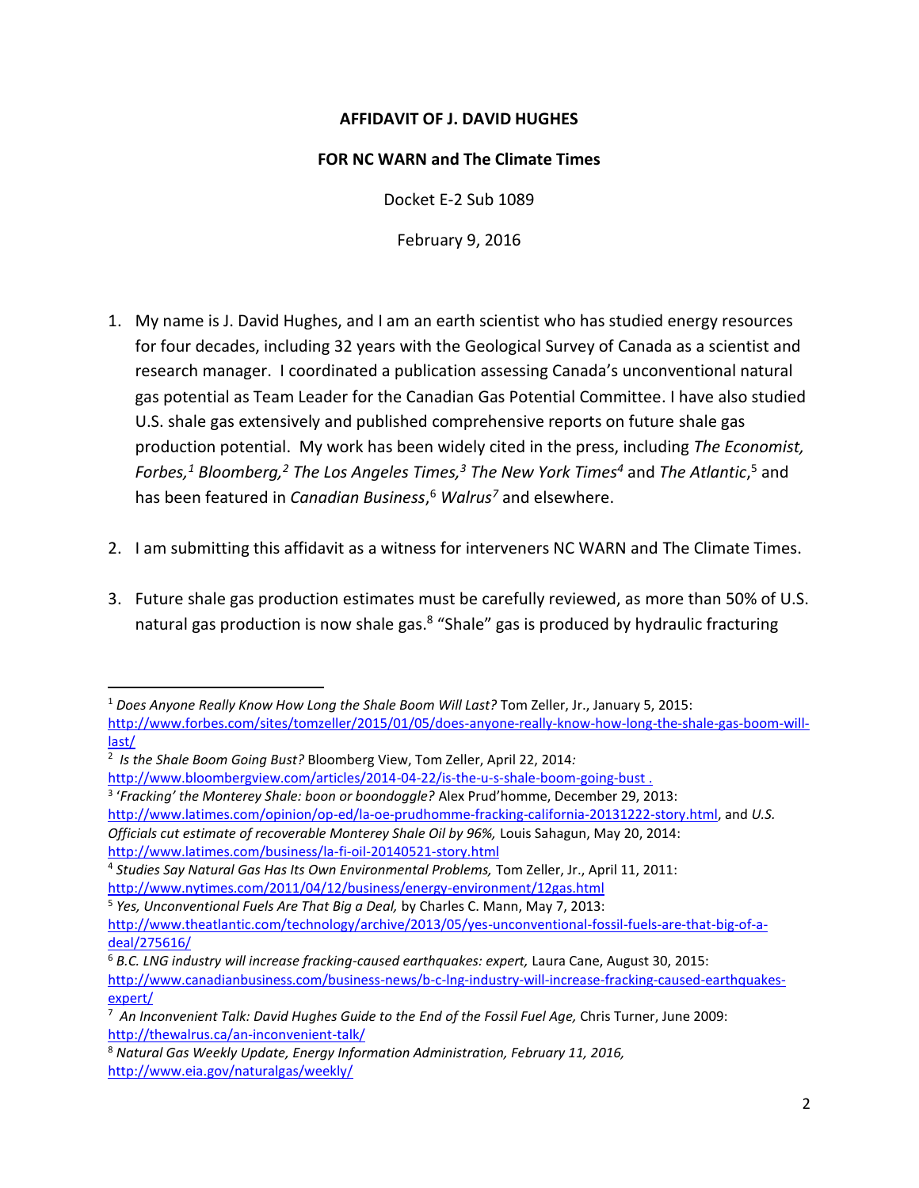**AFFIDAVIT OF J. DAVID HUGHES**

**FOR NC WARN and The Climate Times**

Docket E-2 Sub 1089

February 9, 2016

1. My name is J. David Hughes, and I am an earth scientist who has studied energy resources for four decades, including 32 years with the Geological Survey of Canada as a scientist and research manager. I coordinated a publication assessing Canada's unconventional natural gas potential as Team Leader for the Canadian Gas Potential Committee. I have also studied U.S. shale gas extensively and published comprehensive reports on future shale gas production potential. My work has been widely cited in the press, including *The Economist, Forbes,*[1] *Bloomberg,*[2] *The Los Angeles Times,*[3] *The New York Times*[4] and *The Atlantic*,[5] and has been featured in *Canadian Business*,[6] *Walrus*[7] and elsewhere.

2. I am submitting this affidavit as a witness for interveners NC WARN and The Climate Times.

3. Future shale gas production estimates must be carefully reviewed, as more than 50% of U.S. natural gas production is now shale gas.[8] "Shale" gas is produced by hydraulic fracturing

---

[1] *Does Anyone Really Know How Long the Shale Boom Will Last?* Tom Zeller, Jr., January 5, 2015: http://www.forbes.com/sites/tomzeller/2015/01/05/does-anyone-really-know-how-long-the-shale-gas-boom-will-last/

[2] *Is the Shale Boom Going Bust?* Bloomberg View, Tom Zeller, April 22, 2014*:* http://www.bloombergview.com/articles/2014-04-22/is-the-u-s-shale-boom-going-bust .

[3] *'Fracking' the Monterey Shale: boon or boondoggle?* Alex Prud'homme, December 29, 2013: http://www.latimes.com/opinion/op-ed/la-oe-prudhomme-fracking-california-20131222-story.html, and *U.S. Officials cut estimate of recoverable Monterey Shale Oil by 96%,* Louis Sahagun, May 20, 2014: http://www.latimes.com/business/la-fi-oil-20140521-story.html

[4] *Studies Say Natural Gas Has Its Own Environmental Problems,* Tom Zeller, Jr., April 11, 2011: http://www.nytimes.com/2011/04/12/business/energy-environment/12gas.html

[5] *Yes, Unconventional Fuels Are That Big a Deal,* by Charles C. Mann, May 7, 2013: http://www.theatlantic.com/technology/archive/2013/05/yes-unconventional-fossil-fuels-are-that-big-of-a-deal/275616/

[6] *B.C. LNG industry will increase fracking-caused earthquakes: expert,* Laura Cane, August 30, 2015: http://www.canadianbusiness.com/business-news/b-c-lng-industry-will-increase-fracking-caused-earthquakes-expert/

[7] *An Inconvenient Talk: David Hughes Guide to the End of the Fossil Fuel Age,* Chris Turner, June 2009: http://thewalrus.ca/an-inconvenient-talk/

[8] *Natural Gas Weekly Update, Energy Information Administration, February 11, 2016,* http://www.eia.gov/naturalgas/weekly/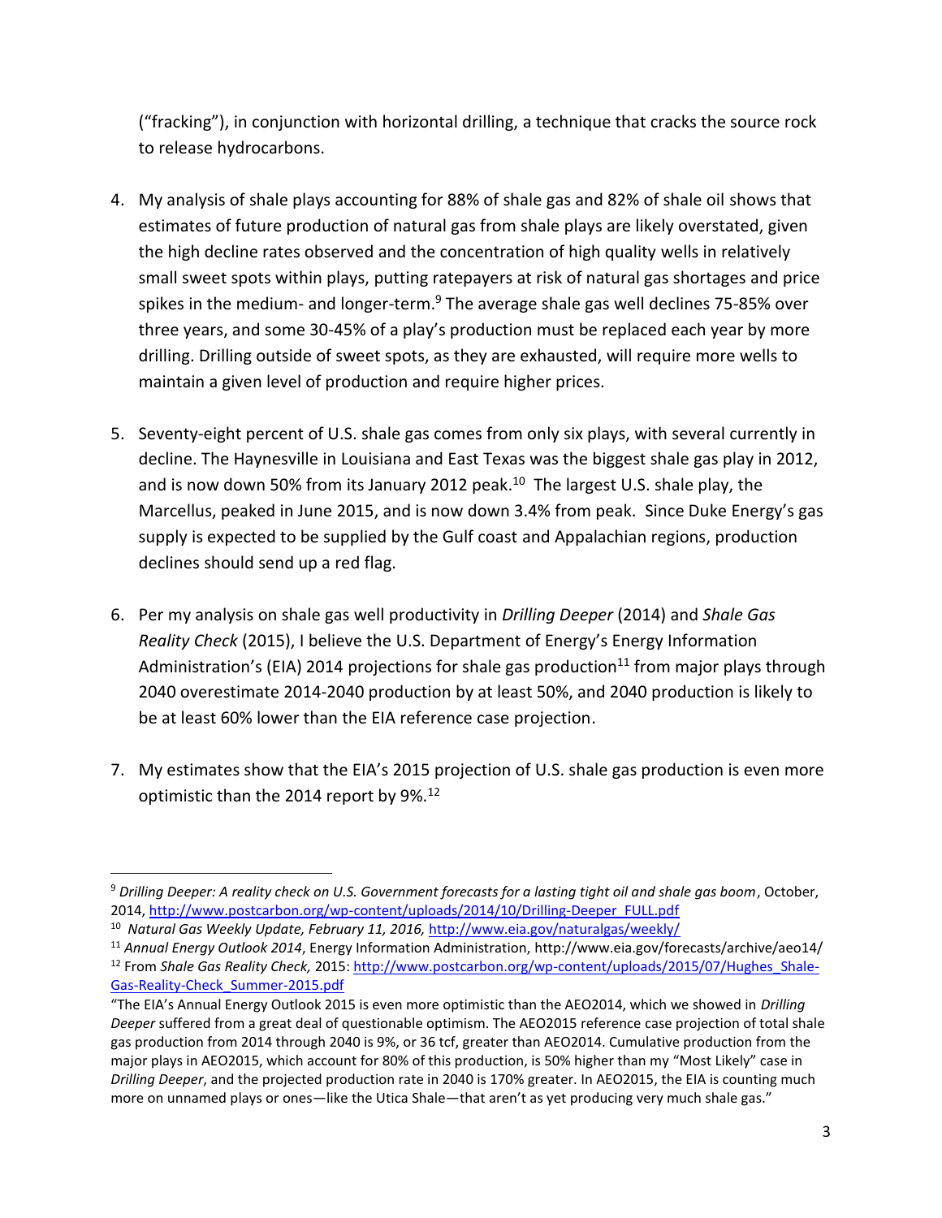("fracking"), in conjunction with horizontal drilling, a technique that cracks the source rock to release hydrocarbons.

4. My analysis of shale plays accounting for 88% of shale gas and 82% of shale oil shows that estimates of future production of natural gas from shale plays are likely overstated, given the high decline rates observed and the concentration of high quality wells in relatively small sweet spots within plays, putting ratepayers at risk of natural gas shortages and price spikes in the medium- and longer-term.[9] The average shale gas well declines 75-85% over three years, and some 30-45% of a play's production must be replaced each year by more drilling. Drilling outside of sweet spots, as they are exhausted, will require more wells to maintain a given level of production and require higher prices.

5. Seventy-eight percent of U.S. shale gas comes from only six plays, with several currently in decline. The Haynesville in Louisiana and East Texas was the biggest shale gas play in 2012, and is now down 50% from its January 2012 peak.[10] The largest U.S. shale play, the Marcellus, peaked in June 2015, and is now down 3.4% from peak. Since Duke Energy's gas supply is expected to be supplied by the Gulf coast and Appalachian regions, production declines should send up a red flag.

6. Per my analysis on shale gas well productivity in *Drilling Deeper* (2014) and *Shale Gas Reality Check* (2015), I believe the U.S. Department of Energy's Energy Information Administration's (EIA) 2014 projections for shale gas production[11] from major plays through 2040 overestimate 2014-2040 production by at least 50%, and 2040 production is likely to be at least 60% lower than the EIA reference case projection.

7. My estimates show that the EIA's 2015 projection of U.S. shale gas production is even more optimistic than the 2014 report by 9%.[12]

---

[9] *Drilling Deeper: A reality check on U.S. Government forecasts for a lasting tight oil and shale gas boom*, October, 2014, http://www.postcarbon.org/wp-content/uploads/2014/10/Drilling-Deeper_FULL.pdf

[10] *Natural Gas Weekly Update, February 11, 2016,* http://www.eia.gov/naturalgas/weekly/

[11] *Annual Energy Outlook 2014*, Energy Information Administration, http://www.eia.gov/forecasts/archive/aeo14/

[12] From *Shale Gas Reality Check,* 2015: http://www.postcarbon.org/wp-content/uploads/2015/07/Hughes_Shale-Gas-Reality-Check_Summer-2015.pdf

"The EIA's Annual Energy Outlook 2015 is even more optimistic than the AEO2014, which we showed in *Drilling Deeper* suffered from a great deal of questionable optimism. The AEO2015 reference case projection of total shale gas production from 2014 through 2040 is 9%, or 36 tcf, greater than AEO2014. Cumulative production from the major plays in AEO2015, which account for 80% of this production, is 50% higher than my "Most Likely" case in *Drilling Deeper*, and the projected production rate in 2040 is 170% greater. In AEO2015, the EIA is counting much more on unnamed plays or ones—like the Utica Shale—that aren't as yet producing very much shale gas."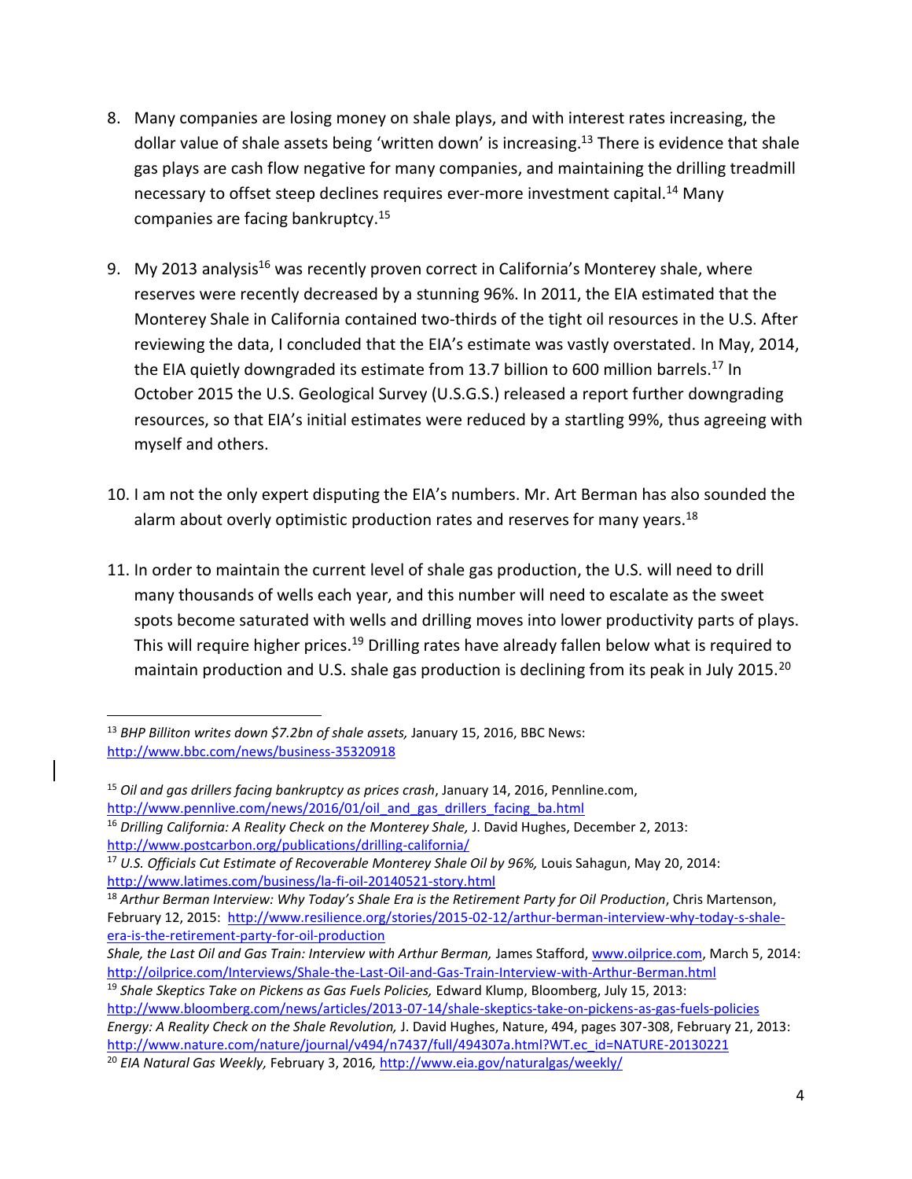8. Many companies are losing money on shale plays, and with interest rates increasing, the dollar value of shale assets being 'written down' is increasing.[13] There is evidence that shale gas plays are cash flow negative for many companies, and maintaining the drilling treadmill necessary to offset steep declines requires ever-more investment capital.[14] Many companies are facing bankruptcy.[15]

9. My 2013 analysis[16] was recently proven correct in California's Monterey shale, where reserves were recently decreased by a stunning 96%. In 2011, the EIA estimated that the Monterey Shale in California contained two-thirds of the tight oil resources in the U.S. After reviewing the data, I concluded that the EIA's estimate was vastly overstated. In May, 2014, the EIA quietly downgraded its estimate from 13.7 billion to 600 million barrels.[17] In October 2015 the U.S. Geological Survey (U.S.G.S.) released a report further downgrading resources, so that EIA's initial estimates were reduced by a startling 99%, thus agreeing with myself and others.

10. I am not the only expert disputing the EIA's numbers. Mr. Art Berman has also sounded the alarm about overly optimistic production rates and reserves for many years.[18]

11. In order to maintain the current level of shale gas production, the U.S. will need to drill many thousands of wells each year, and this number will need to escalate as the sweet spots become saturated with wells and drilling moves into lower productivity parts of plays. This will require higher prices.[19] Drilling rates have already fallen below what is required to maintain production and U.S. shale gas production is declining from its peak in July 2015.[20]

---

[13] *BHP Billiton writes down $7.2bn of shale assets,* January 15, 2016, BBC News: http://www.bbc.com/news/business-35320918

[15] *Oil and gas drillers facing bankruptcy as prices crash*, January 14, 2016, Pennline.com, http://www.pennlive.com/news/2016/01/oil_and_gas_drillers_facing_ba.html

[16] *Drilling California: A Reality Check on the Monterey Shale,* J. David Hughes, December 2, 2013: http://www.postcarbon.org/publications/drilling-california/

[17] *U.S. Officials Cut Estimate of Recoverable Monterey Shale Oil by 96%,* Louis Sahagun, May 20, 2014: http://www.latimes.com/business/la-fi-oil-20140521-story.html

[18] *Arthur Berman Interview: Why Today's Shale Era is the Retirement Party for Oil Production*, Chris Martenson, February 12, 2015: http://www.resilience.org/stories/2015-02-12/arthur-berman-interview-why-today-s-shale-era-is-the-retirement-party-for-oil-production

*Shale, the Last Oil and Gas Train: Interview with Arthur Berman,* James Stafford, www.oilprice.com, March 5, 2014: http://oilprice.com/Interviews/Shale-the-Last-Oil-and-Gas-Train-Interview-with-Arthur-Berman.html

[19] *Shale Skeptics Take on Pickens as Gas Fuels Policies,* Edward Klump, Bloomberg, July 15, 2013: http://www.bloomberg.com/news/articles/2013-07-14/shale-skeptics-take-on-pickens-as-gas-fuels-policies

*Energy: A Reality Check on the Shale Revolution,* J. David Hughes, Nature, 494, pages 307-308, February 21, 2013: http://www.nature.com/nature/journal/v494/n7437/full/494307a.html?WT.ec_id=NATURE-20130221

[20] *EIA Natural Gas Weekly,* February 3, 2016, http://www.eia.gov/naturalgas/weekly/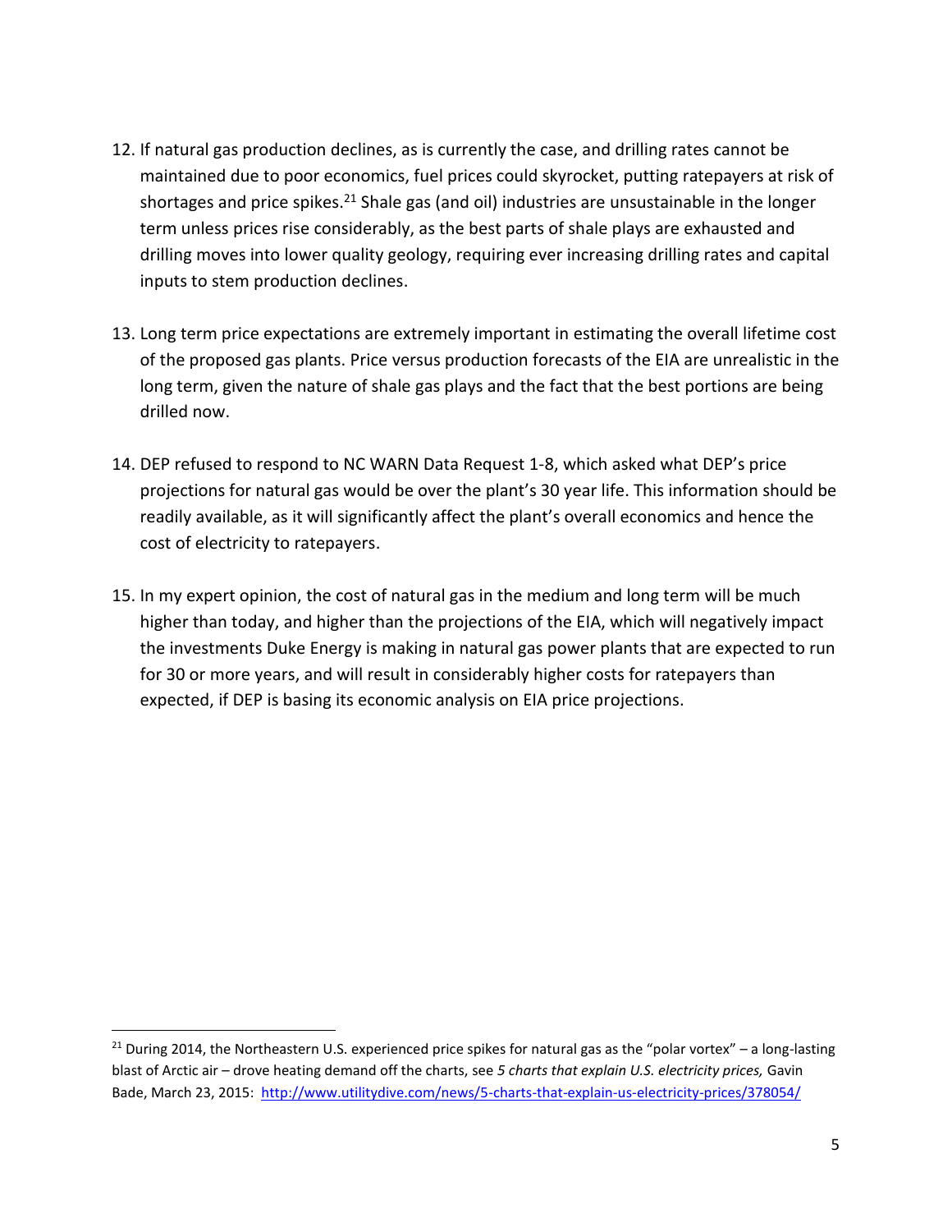12. If natural gas production declines, as is currently the case, and drilling rates cannot be maintained due to poor economics, fuel prices could skyrocket, putting ratepayers at risk of shortages and price spikes.[21] Shale gas (and oil) industries are unsustainable in the longer term unless prices rise considerably, as the best parts of shale plays are exhausted and drilling moves into lower quality geology, requiring ever increasing drilling rates and capital inputs to stem production declines.

13. Long term price expectations are extremely important in estimating the overall lifetime cost of the proposed gas plants. Price versus production forecasts of the EIA are unrealistic in the long term, given the nature of shale gas plays and the fact that the best portions are being drilled now.

14. DEP refused to respond to NC WARN Data Request 1-8, which asked what DEP's price projections for natural gas would be over the plant's 30 year life. This information should be readily available, as it will significantly affect the plant's overall economics and hence the cost of electricity to ratepayers.

15. In my expert opinion, the cost of natural gas in the medium and long term will be much higher than today, and higher than the projections of the EIA, which will negatively impact the investments Duke Energy is making in natural gas power plants that are expected to run for 30 or more years, and will result in considerably higher costs for ratepayers than expected, if DEP is basing its economic analysis on EIA price projections.

---

[21] During 2014, the Northeastern U.S. experienced price spikes for natural gas as the "polar vortex" – a long-lasting blast of Arctic air – drove heating demand off the charts, see *5 charts that explain U.S. electricity prices,* Gavin Bade, March 23, 2015: http://www.utilitydive.com/news/5-charts-that-explain-us-electricity-prices/378054/